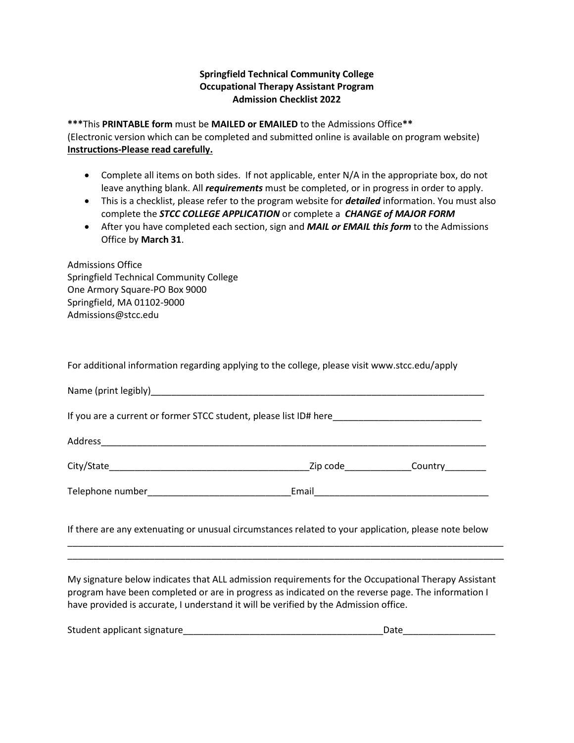**Springfield Technical Community College**
**Occupational Therapy Assistant Program**
**Admission Checklist 2022**

**\*\*\***This **PRINTABLE form** must be **MAILED or EMAILED** to the Admissions Office**\*\***
(Electronic version which can be completed and submitted online is available on program website)
**Instructions-Please read carefully.**

- Complete all items on both sides. If not applicable, enter N/A in the appropriate box, do not leave anything blank. All ***requirements*** must be completed, or in progress in order to apply.
- This is a checklist, please refer to the program website for ***detailed*** information. You must also complete the ***STCC COLLEGE APPLICATION*** or complete a ***CHANGE of MAJOR FORM***
- After you have completed each section, sign and ***MAIL or EMAIL this form*** to the Admissions Office by **March 31**.

Admissions Office
Springfield Technical Community College
One Armory Square-PO Box 9000
Springfield, MA 01102-9000
Admissions@stcc.edu

For additional information regarding applying to the college, please visit www.stcc.edu/apply

Name (print legibly)____________________________________________________________________

If you are a current or former STCC student, please list ID# here_____________________________

Address___________________________________________________________________________

City/State_______________________________________Zip code_____________Country________

Telephone number___________________________Email_________________________________

If there are any extenuating or unusual circumstances related to your application, please note below
_________________________________________________________________________________________
_________________________________________________________________________________________

My signature below indicates that ALL admission requirements for the Occupational Therapy Assistant program have been completed or are in progress as indicated on the reverse page. The information I have provided is accurate, I understand it will be verified by the Admission office.

Student applicant signature_______________________________________Date__________________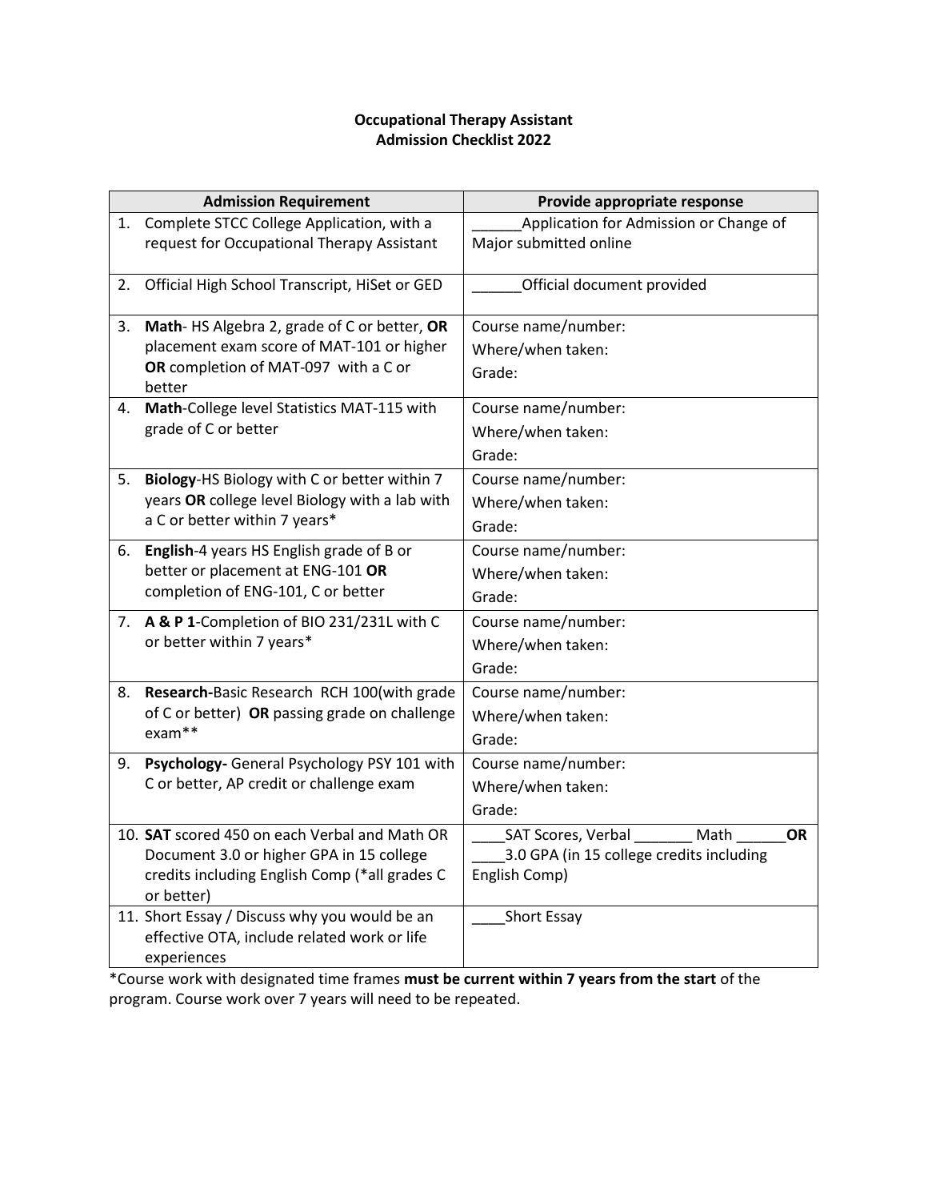**Occupational Therapy Assistant**
**Admission Checklist 2022**

| Admission Requirement | Provide appropriate response |
|---|---|
| 1. Complete STCC College Application, with a request for Occupational Therapy Assistant | ______Application for Admission or Change of Major submitted online |
| 2. Official High School Transcript, HiSet or GED | ______Official document provided |
| 3. **Math**- HS Algebra 2, grade of C or better, **OR** placement exam score of MAT-101 or higher **OR** completion of MAT-097 with a C or better | Course name/number:<br>Where/when taken:<br>Grade: |
| 4. **Math**-College level Statistics MAT-115 with grade of C or better | Course name/number:<br>Where/when taken:<br>Grade: |
| 5. **Biology**-HS Biology with C or better within 7 years **OR** college level Biology with a lab with a C or better within 7 years* | Course name/number:<br>Where/when taken:<br>Grade: |
| 6. **English**-4 years HS English grade of B or better or placement at ENG-101 **OR** completion of ENG-101, C or better | Course name/number:<br>Where/when taken:<br>Grade: |
| 7. **A & P 1**-Completion of BIO 231/231L with C or better within 7 years* | Course name/number:<br>Where/when taken:<br>Grade: |
| 8. **Research-**Basic Research RCH 100(with grade of C or better) **OR** passing grade on challenge exam** | Course name/number:<br>Where/when taken:<br>Grade: |
| 9. **Psychology-** General Psychology PSY 101 with C or better, AP credit or challenge exam | Course name/number:<br>Where/when taken:<br>Grade: |
| 10. **SAT** scored 450 on each Verbal and Math OR Document 3.0 or higher GPA in 15 college credits including English Comp (*all grades C or better) | ____SAT Scores, Verbal _______ Math ______**OR**<br>____3.0 GPA (in 15 college credits including English Comp) |
| 11. Short Essay / Discuss why you would be an effective OTA, include related work or life experiences | ____Short Essay |

*Course work with designated time frames **must be current within 7 years from the start** of the program. Course work over 7 years will need to be repeated.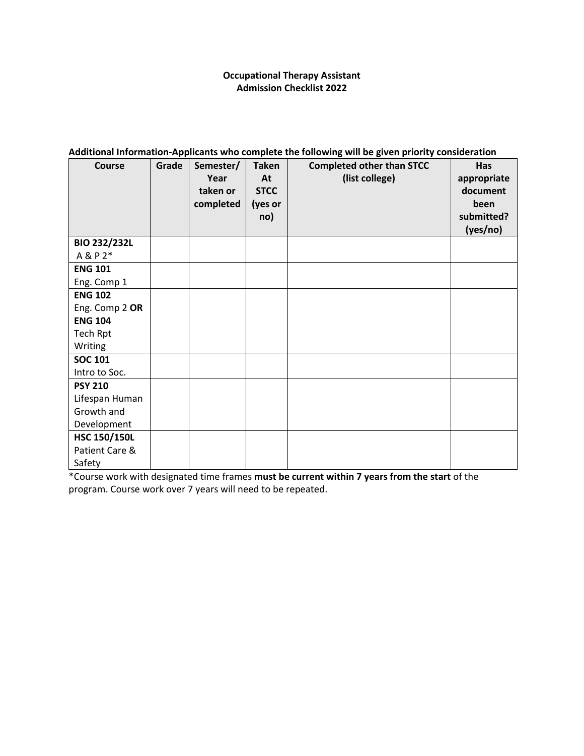**Occupational Therapy Assistant**
**Admission Checklist 2022**

**Additional Information-Applicants who complete the following will be given priority consideration**

| Course | Grade | Semester/ Year taken or completed | Taken At STCC (yes or no) | Completed other than STCC (list college) | Has appropriate document been submitted? (yes/no) |
|---|---|---|---|---|---|
| **BIO 232/232L** A & P 2* | | | | | |
| **ENG 101** Eng. Comp 1 | | | | | |
| **ENG 102** Eng. Comp 2 **OR** **ENG 104** Tech Rpt Writing | | | | | |
| **SOC 101** Intro to Soc. | | | | | |
| **PSY 210** Lifespan Human Growth and Development | | | | | |
| **HSC 150/150L** Patient Care & Safety | | | | | |

*Course work with designated time frames **must be current within 7 years from the start** of the program. Course work over 7 years will need to be repeated.